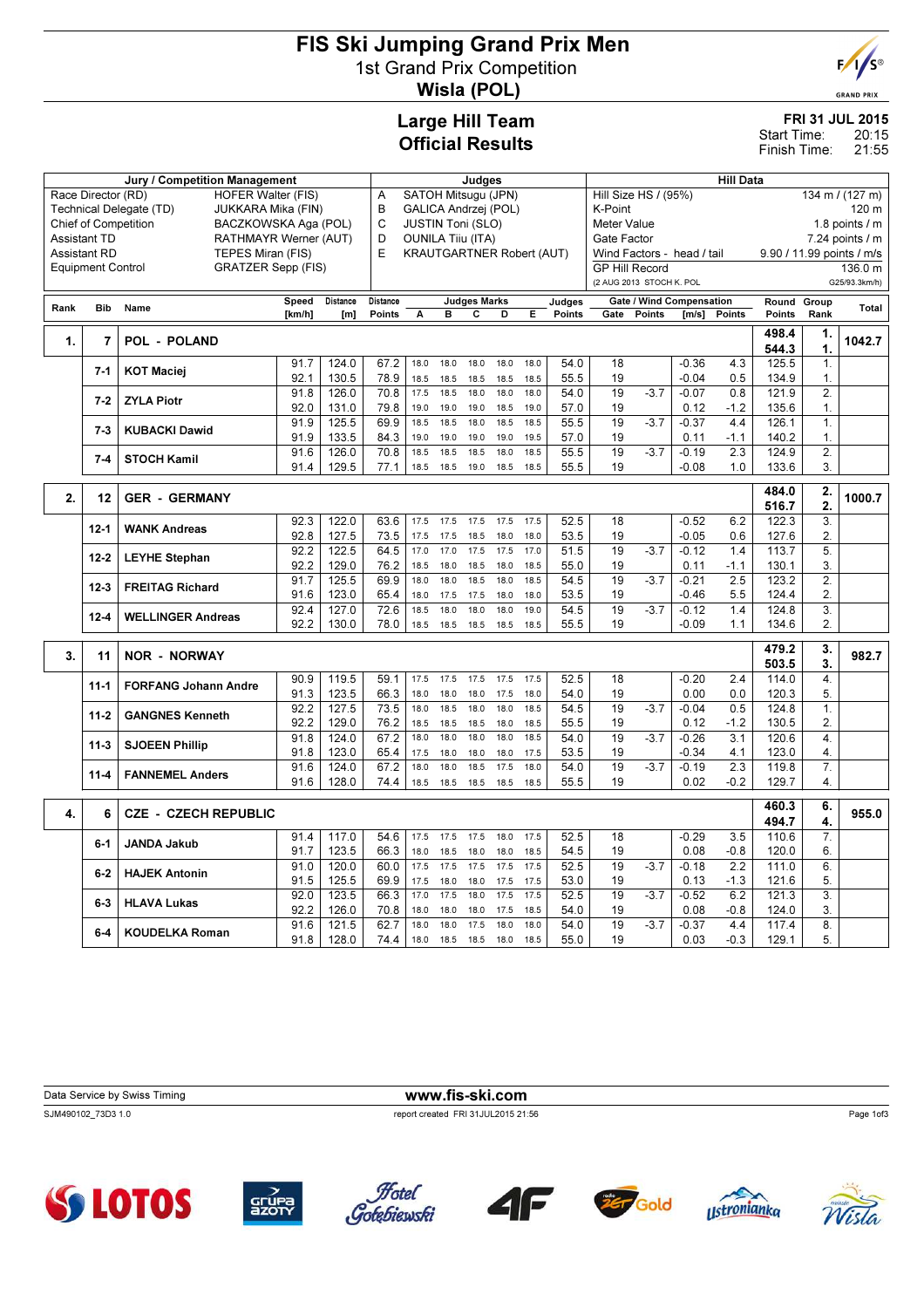# FIS Ski Jumping Grand Prix Men

## 1st Grand Prix Competition

## Wisla (POL)

### Large Hill Team
### Official Results

**FRI 31 JUL 2015**
Start Time: 20:15
Finish Time: 21:55

| Jury / Competition Management | | Judges | | Hill Data | |
|---|---|---|---|---|---|
| Race Director (RD) | HOFER Walter (FIS) | A | SATOH Mitsugu (JPN) | Hill Size HS / (95%) | 134 m / (127 m) |
| Technical Delegate (TD) | JUKKARA Mika (FIN) | B | GALICA Andrzej (POL) | K-Point | 120 m |
| Chief of Competition | BACZKOWSKA Aga (POL) | C | JUSTIN Toni (SLO) | Meter Value | 1.8 points / m |
| Assistant TD | RATHMAYR Werner (AUT) | D | OUNILA Tiiu (ITA) | Gate Factor | 7.24 points / m |
| Assistant RD | TEPES Miran (FIS) | E | KRAUTGARTNER Robert (AUT) | Wind Factors - head / tail | 9.90 / 11.99 points / m/s |
| Equipment Control | GRATZER Sepp (FIS) | | | GP Hill Record | 136.0 m |
| | | | | (2 AUG 2013 STOCH K. POL | G25/93.3km/h) |

| Rank | Bib | Name | Speed [km/h] | Distance [m] | Distance Points | A | B | C | D | E | Judges Points | Gate | Gate Points | Wind [m/s] | Wind Points | Round Points | Group Rank | Total |
|---|---|---|---|---|---|---|---|---|---|---|---|---|---|---|---|---|---|---|
| 1. | 7 | POL - POLAND | | | | | | | | | | | | | | 498.4 / 544.3 | 1. / 1. | 1042.7 |
| | 7-1 | KOT Maciej | 91.7 | 124.0 | 67.2 | 18.0 | 18.0 | 18.0 | 18.0 | 18.0 | 54.0 | 18 | | -0.36 | 4.3 | 125.5 | 1. | |
| | | | 92.1 | 130.5 | 78.9 | 18.5 | 18.5 | 18.5 | 18.5 | 18.5 | 55.5 | 19 | | -0.04 | 0.5 | 134.9 | 1. | |
| | 7-2 | ZYLA Piotr | 91.8 | 126.0 | 70.8 | 17.5 | 18.5 | 18.0 | 18.0 | 18.0 | 54.0 | 19 | -3.7 | -0.07 | 0.8 | 121.9 | 2. | |
| | | | 92.0 | 131.0 | 79.8 | 19.0 | 19.0 | 19.0 | 18.5 | 19.0 | 57.0 | 19 | | 0.12 | -1.2 | 135.6 | 1. | |
| | 7-3 | KUBACKI Dawid | 91.9 | 125.5 | 69.9 | 18.5 | 18.5 | 18.0 | 18.5 | 18.5 | 55.5 | 19 | -3.7 | -0.37 | 4.4 | 126.1 | 1. | |
| | | | 91.9 | 133.5 | 84.3 | 19.0 | 19.0 | 19.0 | 19.0 | 19.5 | 57.0 | 19 | | 0.11 | -1.1 | 140.2 | 1. | |
| | 7-4 | STOCH Kamil | 91.6 | 126.0 | 70.8 | 18.5 | 18.5 | 18.5 | 18.0 | 18.5 | 55.5 | 19 | -3.7 | -0.19 | 2.3 | 124.9 | 2. | |
| | | | 91.4 | 129.5 | 77.1 | 18.5 | 18.5 | 19.0 | 18.5 | 18.5 | 55.5 | 19 | | -0.08 | 1.0 | 133.6 | 3. | |
| 2. | 12 | GER - GERMANY | | | | | | | | | | | | | | 484.0 / 516.7 | 2. / 2. | 1000.7 |
| | 12-1 | WANK Andreas | 92.3 | 122.0 | 63.6 | 17.5 | 17.5 | 17.5 | 17.5 | 17.5 | 52.5 | 18 | | -0.52 | 6.2 | 122.3 | 3. | |
| | | | 92.8 | 127.5 | 73.5 | 17.5 | 17.5 | 18.5 | 18.0 | 18.0 | 53.5 | 19 | | -0.05 | 0.6 | 127.6 | 2. | |
| | 12-2 | LEYHE Stephan | 92.2 | 122.5 | 64.5 | 17.0 | 17.0 | 17.5 | 17.5 | 17.0 | 51.5 | 19 | -3.7 | -0.12 | 1.4 | 113.7 | 5. | |
| | | | 92.2 | 129.0 | 76.2 | 18.5 | 18.0 | 18.5 | 18.0 | 18.5 | 55.0 | 19 | | 0.11 | -1.1 | 130.1 | 3. | |
| | 12-3 | FREITAG Richard | 91.7 | 125.5 | 69.9 | 18.0 | 18.0 | 18.5 | 18.0 | 18.5 | 54.5 | 19 | -3.7 | -0.21 | 2.5 | 123.2 | 2. | |
| | | | 91.6 | 123.0 | 65.4 | 18.0 | 17.5 | 17.5 | 18.0 | 18.0 | 53.5 | 19 | | -0.46 | 5.5 | 124.4 | 2. | |
| | 12-4 | WELLINGER Andreas | 92.4 | 127.0 | 72.6 | 18.5 | 18.0 | 18.0 | 18.0 | 19.0 | 54.5 | 19 | -3.7 | -0.12 | 1.4 | 124.8 | 3. | |
| | | | 92.2 | 130.0 | 78.0 | 18.5 | 18.5 | 18.5 | 18.5 | 18.5 | 55.5 | 19 | | -0.09 | 1.1 | 134.6 | 2. | |
| 3. | 11 | NOR - NORWAY | | | | | | | | | | | | | | 479.2 / 503.5 | 3. / 3. | 982.7 |
| | 11-1 | FORFANG Johann Andre | 90.9 | 119.5 | 59.1 | 17.5 | 17.5 | 17.5 | 17.5 | 17.5 | 52.5 | 18 | | -0.20 | 2.4 | 114.0 | 4. | |
| | | | 91.3 | 123.5 | 66.3 | 18.0 | 18.0 | 18.0 | 17.5 | 18.0 | 54.0 | 19 | | 0.00 | 0.0 | 120.3 | 5. | |
| | 11-2 | GANGNES Kenneth | 92.2 | 127.5 | 73.5 | 18.0 | 18.5 | 18.0 | 18.0 | 18.5 | 54.5 | 19 | -3.7 | -0.04 | 0.5 | 124.8 | 1. | |
| | | | 92.2 | 129.0 | 76.2 | 18.5 | 18.5 | 18.5 | 18.0 | 18.5 | 55.5 | 19 | | 0.12 | -1.2 | 130.5 | 2. | |
| | 11-3 | SJOEEN Phillip | 91.8 | 124.0 | 67.2 | 18.0 | 18.0 | 18.0 | 18.0 | 18.5 | 54.0 | 19 | -3.7 | -0.26 | 3.1 | 120.6 | 4. | |
| | | | 91.8 | 123.0 | 65.4 | 17.5 | 18.0 | 18.0 | 18.0 | 17.5 | 53.5 | 19 | | -0.34 | 4.1 | 123.0 | 4. | |
| | 11-4 | FANNEMEL Anders | 91.6 | 124.0 | 67.2 | 18.0 | 18.0 | 18.5 | 17.5 | 18.0 | 54.0 | 19 | -3.7 | -0.19 | 2.3 | 119.8 | 7. | |
| | | | 91.6 | 128.0 | 74.4 | 18.5 | 18.5 | 18.5 | 18.5 | 18.5 | 55.5 | 19 | | 0.02 | -0.2 | 129.7 | 4. | |
| 4. | 6 | CZE - CZECH REPUBLIC | | | | | | | | | | | | | | 460.3 / 494.7 | 6. / 4. | 955.0 |
| | 6-1 | JANDA Jakub | 91.4 | 117.0 | 54.6 | 17.5 | 17.5 | 17.5 | 18.0 | 17.5 | 52.5 | 18 | | -0.29 | 3.5 | 110.6 | 7. | |
| | | | 91.7 | 123.5 | 66.3 | 18.0 | 18.5 | 18.0 | 18.0 | 18.5 | 54.5 | 19 | | 0.08 | -0.8 | 120.0 | 6. | |
| | 6-2 | HAJEK Antonin | 91.0 | 120.0 | 60.0 | 17.5 | 17.5 | 17.5 | 17.5 | 17.5 | 52.5 | 19 | -3.7 | -0.18 | 2.2 | 111.0 | 6. | |
| | | | 91.5 | 125.5 | 69.9 | 17.5 | 18.0 | 18.0 | 17.5 | 17.5 | 53.0 | 19 | | 0.13 | -1.3 | 121.6 | 5. | |
| | 6-3 | HLAVA Lukas | 92.0 | 123.5 | 66.3 | 17.0 | 17.5 | 18.0 | 17.5 | 17.5 | 52.5 | 19 | -3.7 | -0.52 | 6.2 | 121.3 | 3. | |
| | | | 92.2 | 126.0 | 70.8 | 18.0 | 18.0 | 18.0 | 17.5 | 18.5 | 54.0 | 19 | | 0.08 | -0.8 | 124.0 | 3. | |
| | 6-4 | KOUDELKA Roman | 91.6 | 121.5 | 62.7 | 18.0 | 18.0 | 17.5 | 18.0 | 18.0 | 54.0 | 19 | -3.7 | -0.37 | 4.4 | 117.4 | 8. | |
| | | | 91.8 | 128.0 | 74.4 | 18.0 | 18.5 | 18.5 | 18.0 | 18.5 | 55.0 | 19 | | 0.03 | -0.3 | 129.1 | 5. | |

Data Service by Swiss Timing | www.fis-ski.com

SJM490102_73D3 1.0 | report created FRI 31JUL2015 21:56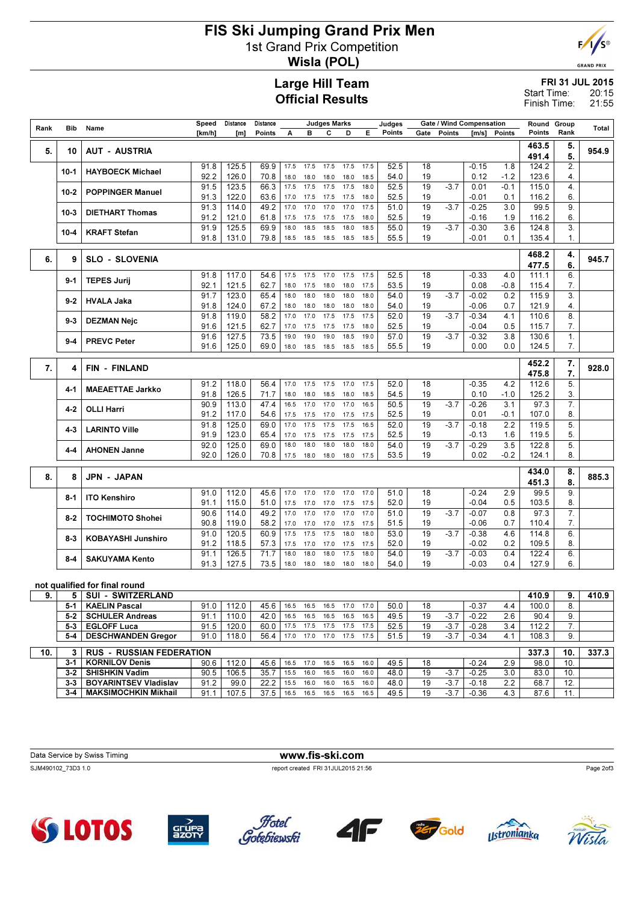# FIS Ski Jumping Grand Prix Men

1st Grand Prix Competition

**Wisla (POL)**

## Large Hill Team
## Official Results

**FRI 31 JUL 2015**
Start Time: 20:15
Finish Time: 21:55

| Rank | Bib | Name | Speed [km/h] | Distance [m] | Distance Points | A | B | C | D | E | Judges Points | Gate | Gate Points | Wind [m/s] | Wind Points | Round Points | Group Rank | Total |
|---|---|---|---|---|---|---|---|---|---|---|---|---|---|---|---|---|---|---|
| 5. | 10 | AUT - AUSTRIA | | | | | | | | | | | | | | 463.5 / 491.4 | 5. / 5. | 954.9 |
| | 10-1 | HAYBOECK Michael | 91.8 | 125.5 | 69.9 | 17.5 | 17.5 | 17.5 | 17.5 | 17.5 | 52.5 | 18 | | -0.15 | 1.8 | 124.2 | 2. | |
| | | | 92.2 | 126.0 | 70.8 | 18.0 | 18.0 | 18.0 | 18.0 | 18.5 | 54.0 | 19 | | 0.12 | -1.2 | 123.6 | 4. | |
| | 10-2 | POPPINGER Manuel | 91.5 | 123.5 | 66.3 | 17.5 | 17.5 | 17.5 | 17.5 | 18.0 | 52.5 | 19 | -3.7 | 0.01 | -0.1 | 115.0 | 4. | |
| | | | 91.3 | 122.0 | 63.6 | 17.0 | 17.5 | 17.5 | 17.5 | 18.0 | 52.5 | 19 | | -0.01 | 0.1 | 116.2 | 6. | |
| | 10-3 | DIETHART Thomas | 91.3 | 114.0 | 49.2 | 17.0 | 17.0 | 17.0 | 17.0 | 17.5 | 51.0 | 19 | -3.7 | -0.25 | 3.0 | 99.5 | 9. | |
| | | | 91.2 | 121.0 | 61.8 | 17.5 | 17.5 | 17.5 | 17.5 | 18.0 | 52.5 | 19 | | -0.16 | 1.9 | 116.2 | 6. | |
| | 10-4 | KRAFT Stefan | 91.9 | 125.5 | 69.9 | 18.0 | 18.5 | 18.5 | 18.0 | 18.5 | 55.0 | 19 | -3.7 | -0.30 | 3.6 | 124.8 | 3. | |
| | | | 91.8 | 131.0 | 79.8 | 18.5 | 18.5 | 18.5 | 18.5 | 18.5 | 55.5 | 19 | | -0.01 | 0.1 | 135.4 | 1. | |
| 6. | 9 | SLO - SLOVENIA | | | | | | | | | | | | | | 468.2 / 477.5 | 4. / 6. | 945.7 |
| | 9-1 | TEPES Jurij | 91.8 | 117.0 | 54.6 | 17.5 | 17.5 | 17.0 | 17.5 | 17.5 | 52.5 | 18 | | -0.33 | 4.0 | 111.1 | 6. | |
| | | | 92.1 | 121.5 | 62.7 | 18.0 | 17.5 | 18.0 | 18.0 | 17.5 | 53.5 | 19 | | 0.08 | -0.8 | 115.4 | 7. | |
| | 9-2 | HVALA Jaka | 91.7 | 123.0 | 65.4 | 18.0 | 18.0 | 18.0 | 18.0 | 18.0 | 54.0 | 19 | -3.7 | -0.02 | 0.2 | 115.9 | 3. | |
| | | | 91.8 | 124.0 | 67.2 | 18.0 | 18.0 | 18.0 | 18.0 | 18.0 | 54.0 | 19 | | -0.06 | 0.7 | 121.9 | 4. | |
| | 9-3 | DEZMAN Nejc | 91.8 | 119.0 | 58.2 | 17.0 | 17.0 | 17.5 | 17.5 | 17.5 | 52.0 | 19 | -3.7 | -0.34 | 4.1 | 110.6 | 8. | |
| | | | 91.6 | 121.5 | 62.7 | 17.0 | 17.5 | 17.5 | 17.5 | 18.0 | 52.5 | 19 | | -0.04 | 0.5 | 115.7 | 7. | |
| | 9-4 | PREVC Peter | 91.6 | 127.5 | 73.5 | 19.0 | 19.0 | 19.0 | 18.5 | 19.0 | 57.0 | 19 | -3.7 | -0.32 | 3.8 | 130.6 | 1. | |
| | | | 91.6 | 125.0 | 69.0 | 18.0 | 18.5 | 18.5 | 18.5 | 18.5 | 55.5 | 19 | | 0.00 | 0.0 | 124.5 | 7. | |
| 7. | 4 | FIN - FINLAND | | | | | | | | | | | | | | 452.2 / 475.8 | 7. / 7. | 928.0 |
| | 4-1 | MAEAETTAE Jarkko | 91.2 | 118.0 | 56.4 | 17.0 | 17.5 | 17.5 | 17.0 | 17.5 | 52.0 | 18 | | -0.35 | 4.2 | 112.6 | 5. | |
| | | | 91.8 | 126.5 | 71.7 | 18.0 | 18.0 | 18.5 | 18.0 | 18.5 | 54.5 | 19 | | 0.10 | -1.0 | 125.2 | 3. | |
| | 4-2 | OLLI Harri | 90.9 | 113.0 | 47.4 | 16.5 | 17.0 | 17.0 | 17.0 | 16.5 | 50.5 | 19 | -3.7 | -0.26 | 3.1 | 97.3 | 7. | |
| | | | 91.2 | 117.0 | 54.6 | 17.5 | 17.5 | 17.0 | 17.5 | 17.5 | 52.5 | 19 | | 0.01 | -0.1 | 107.0 | 8. | |
| | 4-3 | LARINTO Ville | 91.8 | 125.0 | 69.0 | 17.0 | 17.5 | 17.5 | 17.5 | 16.5 | 52.0 | 19 | -3.7 | -0.18 | 2.2 | 119.5 | 5. | |
| | | | 91.9 | 123.0 | 65.4 | 17.0 | 17.5 | 17.5 | 17.5 | 17.5 | 52.5 | 19 | | -0.13 | 1.6 | 119.5 | 5. | |
| | 4-4 | AHONEN Janne | 92.0 | 125.0 | 69.0 | 18.0 | 18.0 | 18.0 | 18.0 | 18.0 | 54.0 | 19 | -3.7 | -0.29 | 3.5 | 122.8 | 5. | |
| | | | 92.0 | 126.0 | 70.8 | 17.5 | 18.0 | 18.0 | 18.0 | 17.5 | 53.5 | 19 | | 0.02 | -0.2 | 124.1 | 8. | |
| 8. | 8 | JPN - JAPAN | | | | | | | | | | | | | | 434.0 / 451.3 | 8. / 8. | 885.3 |
| | 8-1 | ITO Kenshiro | 91.0 | 112.0 | 45.6 | 17.0 | 17.0 | 17.0 | 17.0 | 17.0 | 51.0 | 18 | | -0.24 | 2.9 | 99.5 | 9. | |
| | | | 91.1 | 115.0 | 51.0 | 17.5 | 17.0 | 17.0 | 17.5 | 17.5 | 52.0 | 19 | | -0.04 | 0.5 | 103.5 | 8. | |
| | 8-2 | TOCHIMOTO Shohei | 90.6 | 114.0 | 49.2 | 17.0 | 17.0 | 17.0 | 17.0 | 17.0 | 51.0 | 19 | -3.7 | -0.07 | 0.8 | 97.3 | 7. | |
| | | | 90.8 | 119.0 | 58.2 | 17.0 | 17.0 | 17.0 | 17.5 | 17.5 | 51.5 | 19 | | -0.06 | 0.7 | 110.4 | 7. | |
| | 8-3 | KOBAYASHI Junshiro | 91.0 | 120.5 | 60.9 | 17.5 | 17.5 | 17.5 | 18.0 | 18.0 | 53.0 | 19 | -3.7 | -0.38 | 4.6 | 114.8 | 6. | |
| | | | 91.2 | 118.5 | 57.3 | 17.5 | 17.0 | 17.0 | 17.5 | 17.5 | 52.0 | 19 | | -0.02 | 0.2 | 109.5 | 8. | |
| | 8-4 | SAKUYAMA Kento | 91.1 | 126.5 | 71.7 | 18.0 | 18.0 | 18.0 | 17.5 | 18.0 | 54.0 | 19 | -3.7 | -0.03 | 0.4 | 122.4 | 6. | |
| | | | 91.3 | 127.5 | 73.5 | 18.0 | 18.0 | 18.0 | 18.0 | 18.0 | 54.0 | 19 | | -0.03 | 0.4 | 127.9 | 6. | |

**not qualified for final round**

| Rank | Bib | Name | Speed [km/h] | Distance [m] | Distance Points | A | B | C | D | E | Judges Points | Gate | Gate Points | Wind [m/s] | Wind Points | Round Points | Group Rank | Total |
|---|---|---|---|---|---|---|---|---|---|---|---|---|---|---|---|---|---|---|
| 9. | 5 | SUI - SWITZERLAND | | | | | | | | | | | | | | 410.9 | 9. | 410.9 |
| | 5-1 | KAELIN Pascal | 91.0 | 112.0 | 45.6 | 16.5 | 16.5 | 16.5 | 17.0 | 17.0 | 50.0 | 18 | | -0.37 | 4.4 | 100.0 | 8. | |
| | 5-2 | SCHULER Andreas | 91.1 | 110.0 | 42.0 | 16.5 | 16.5 | 16.5 | 16.5 | 16.5 | 49.5 | 19 | -3.7 | -0.22 | 2.6 | 90.4 | 9. | |
| | 5-3 | EGLOFF Luca | 91.5 | 120.0 | 60.0 | 17.5 | 17.5 | 17.5 | 17.5 | 17.5 | 52.5 | 19 | -3.7 | -0.28 | 3.4 | 112.2 | 7. | |
| | 5-4 | DESCHWANDEN Gregor | 91.0 | 118.0 | 56.4 | 17.0 | 17.0 | 17.0 | 17.5 | 17.5 | 51.5 | 19 | -3.7 | -0.34 | 4.1 | 108.3 | 9. | |
| 10. | 3 | RUS - RUSSIAN FEDERATION | | | | | | | | | | | | | | 337.3 | 10. | 337.3 |
| | 3-1 | KORNILOV Denis | 90.6 | 112.0 | 45.6 | 16.5 | 17.0 | 16.5 | 16.5 | 16.0 | 49.5 | 18 | | -0.24 | 2.9 | 98.0 | 10. | |
| | 3-2 | SHISHKIN Vadim | 90.5 | 106.5 | 35.7 | 15.5 | 16.0 | 16.5 | 16.0 | 16.0 | 48.0 | 19 | -3.7 | -0.25 | 3.0 | 83.0 | 10. | |
| | 3-3 | BOYARINTSEV Vladislav | 91.2 | 99.0 | 22.2 | 15.5 | 16.0 | 16.0 | 16.5 | 16.0 | 48.0 | 19 | -3.7 | -0.18 | 2.2 | 68.7 | 12. | |
| | 3-4 | MAKSIMOCHKIN Mikhail | 91.1 | 107.5 | 37.5 | 16.5 | 16.5 | 16.5 | 16.5 | 16.5 | 49.5 | 19 | -3.7 | -0.36 | 4.3 | 87.6 | 11. | |

Data Service by Swiss Timing | www.fis-ski.com

SJM490102_73D3 1.0 | report created FRI 31JUL2015 21:56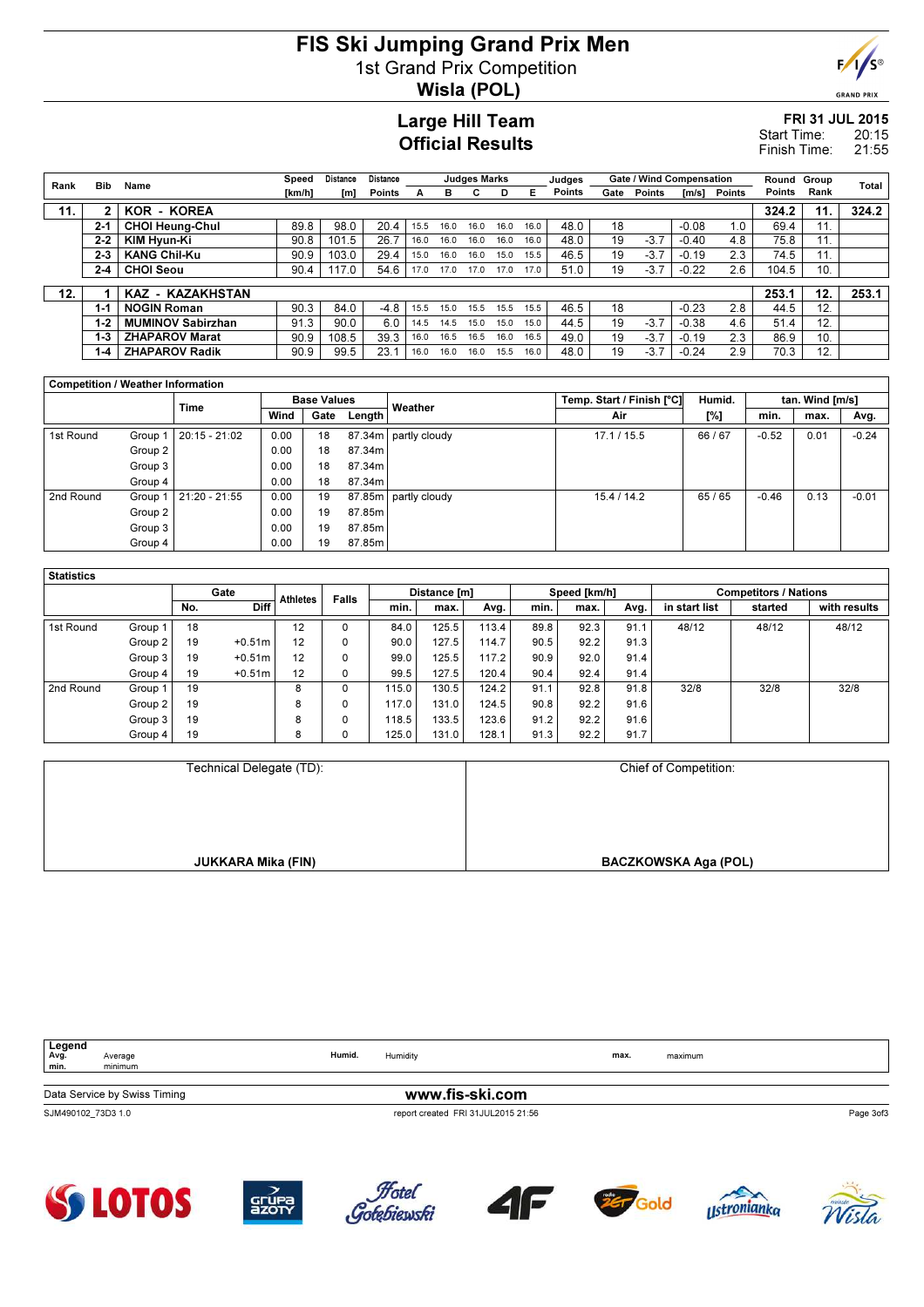# FIS Ski Jumping Grand Prix Men

1st Grand Prix Competition

**Wisla (POL)**

## Large Hill Team
## Official Results

**FRI 31 JUL 2015**
Start Time: 20:15
Finish Time: 21:55

| Rank | Bib | Name | Speed [km/h] | Distance [m] | Distance Points | A | B | C | D | E | Judges Points | Gate | Gate Points | Wind [m/s] | Wind Points | Round Points | Group Rank | Total |
|---|---|---|---|---|---|---|---|---|---|---|---|---|---|---|---|---|---|---|
| **11.** | **2** | **KOR - KOREA** | | | | | | | | | | | | | | **324.2** | **11.** | **324.2** |
| | **2-1** | **CHOI Heung-Chul** | 89.8 | 98.0 | 20.4 | 15.5 | 16.0 | 16.0 | 16.0 | 16.0 | 48.0 | 18 | | -0.08 | 1.0 | 69.4 | 11. | |
| | **2-2** | **KIM Hyun-Ki** | 90.8 | 101.5 | 26.7 | 16.0 | 16.0 | 16.0 | 16.0 | 16.0 | 48.0 | 19 | -3.7 | -0.40 | 4.8 | 75.8 | 11. | |
| | **2-3** | **KANG Chil-Ku** | 90.9 | 103.0 | 29.4 | 15.0 | 16.0 | 16.0 | 15.0 | 15.5 | 46.5 | 19 | -3.7 | -0.19 | 2.3 | 74.5 | 11. | |
| | **2-4** | **CHOI Seou** | 90.4 | 117.0 | 54.6 | 17.0 | 17.0 | 17.0 | 17.0 | 17.0 | 51.0 | 19 | -3.7 | -0.22 | 2.6 | 104.5 | 10. | |
| **12.** | **1** | **KAZ - KAZAKHSTAN** | | | | | | | | | | | | | | **253.1** | **12.** | **253.1** |
| | **1-1** | **NOGIN Roman** | 90.3 | 84.0 | -4.8 | 15.5 | 15.0 | 15.5 | 15.5 | 15.5 | 46.5 | 18 | | -0.23 | 2.8 | 44.5 | 12. | |
| | **1-2** | **MUMINOV Sabirzhan** | 91.3 | 90.0 | 6.0 | 14.5 | 14.5 | 15.0 | 15.0 | 15.0 | 44.5 | 19 | -3.7 | -0.38 | 4.6 | 51.4 | 12. | |
| | **1-3** | **ZHAPAROV Marat** | 90.9 | 108.5 | 39.3 | 16.0 | 16.5 | 16.5 | 16.0 | 16.5 | 49.0 | 19 | -3.7 | -0.19 | 2.3 | 86.9 | 10. | |
| | **1-4** | **ZHAPAROV Radik** | 90.9 | 99.5 | 23.1 | 16.0 | 16.0 | 16.0 | 15.5 | 16.0 | 48.0 | 19 | -3.7 | -0.24 | 2.9 | 70.3 | 12. | |

### Competition / Weather Information

| | | Time | Base Values Wind | Base Values Gate | Base Values Length | Weather | Temp. Start / Finish [°C] Air | Humid. [%] | tan. Wind min. [m/s] | tan. Wind max. [m/s] | tan. Wind Avg. [m/s] |
|---|---|---|---|---|---|---|---|---|---|---|---|
| 1st Round | Group 1 | 20:15 - 21:02 | 0.00 | 18 | 87.34m | partly cloudy | 17.1 / 15.5 | 66 / 67 | -0.52 | 0.01 | -0.24 |
| | Group 2 | | 0.00 | 18 | 87.34m | | | | | | |
| | Group 3 | | 0.00 | 18 | 87.34m | | | | | | |
| | Group 4 | | 0.00 | 18 | 87.34m | | | | | | |
| 2nd Round | Group 1 | 21:20 - 21:55 | 0.00 | 19 | 87.85m | partly cloudy | 15.4 / 14.2 | 65 / 65 | -0.46 | 0.13 | -0.01 |
| | Group 2 | | 0.00 | 19 | 87.85m | | | | | | |
| | Group 3 | | 0.00 | 19 | 87.85m | | | | | | |
| | Group 4 | | 0.00 | 19 | 87.85m | | | | | | |

### Statistics

| | | Gate No. | Gate Diff | Athletes | Falls | Distance min. [m] | Distance max. [m] | Distance Avg. [m] | Speed min. [km/h] | Speed max. [km/h] | Speed Avg. [km/h] | Competitors / Nations in start list | started | with results |
|---|---|---|---|---|---|---|---|---|---|---|---|---|---|---|
| 1st Round | Group 1 | 18 | | 12 | 0 | 84.0 | 125.5 | 113.4 | 89.8 | 92.3 | 91.1 | 48/12 | 48/12 | 48/12 |
| | Group 2 | 19 | +0.51m | 12 | 0 | 90.0 | 127.5 | 114.7 | 90.5 | 92.2 | 91.3 | | | |
| | Group 3 | 19 | +0.51m | 12 | 0 | 99.0 | 125.5 | 117.2 | 90.9 | 92.0 | 91.4 | | | |
| | Group 4 | 19 | +0.51m | 12 | 0 | 99.5 | 127.5 | 120.4 | 90.4 | 92.4 | 91.4 | | | |
| 2nd Round | Group 1 | 19 | | 8 | 0 | 115.0 | 130.5 | 124.2 | 91.1 | 92.8 | 91.8 | 32/8 | 32/8 | 32/8 |
| | Group 2 | 19 | | 8 | 0 | 117.0 | 131.0 | 124.5 | 90.8 | 92.2 | 91.6 | | | |
| | Group 3 | 19 | | 8 | 0 | 118.5 | 133.5 | 123.6 | 91.2 | 92.2 | 91.6 | | | |
| | Group 4 | 19 | | 8 | 0 | 125.0 | 131.0 | 128.1 | 91.3 | 92.2 | 91.7 | | | |

| Technical Delegate (TD): | Chief of Competition: |
|---|---|
| **JUKKARA Mika (FIN)** | **BACZKOWSKA Aga (POL)** |

**Legend**
**Avg.** Average
**min.** minimum
**Humid.** Humidity
**max.** maximum

Data Service by Swiss Timing
www.fis-ski.com
SJM490102_73D3 1.0
report created FRI 31JUL2015 21:56